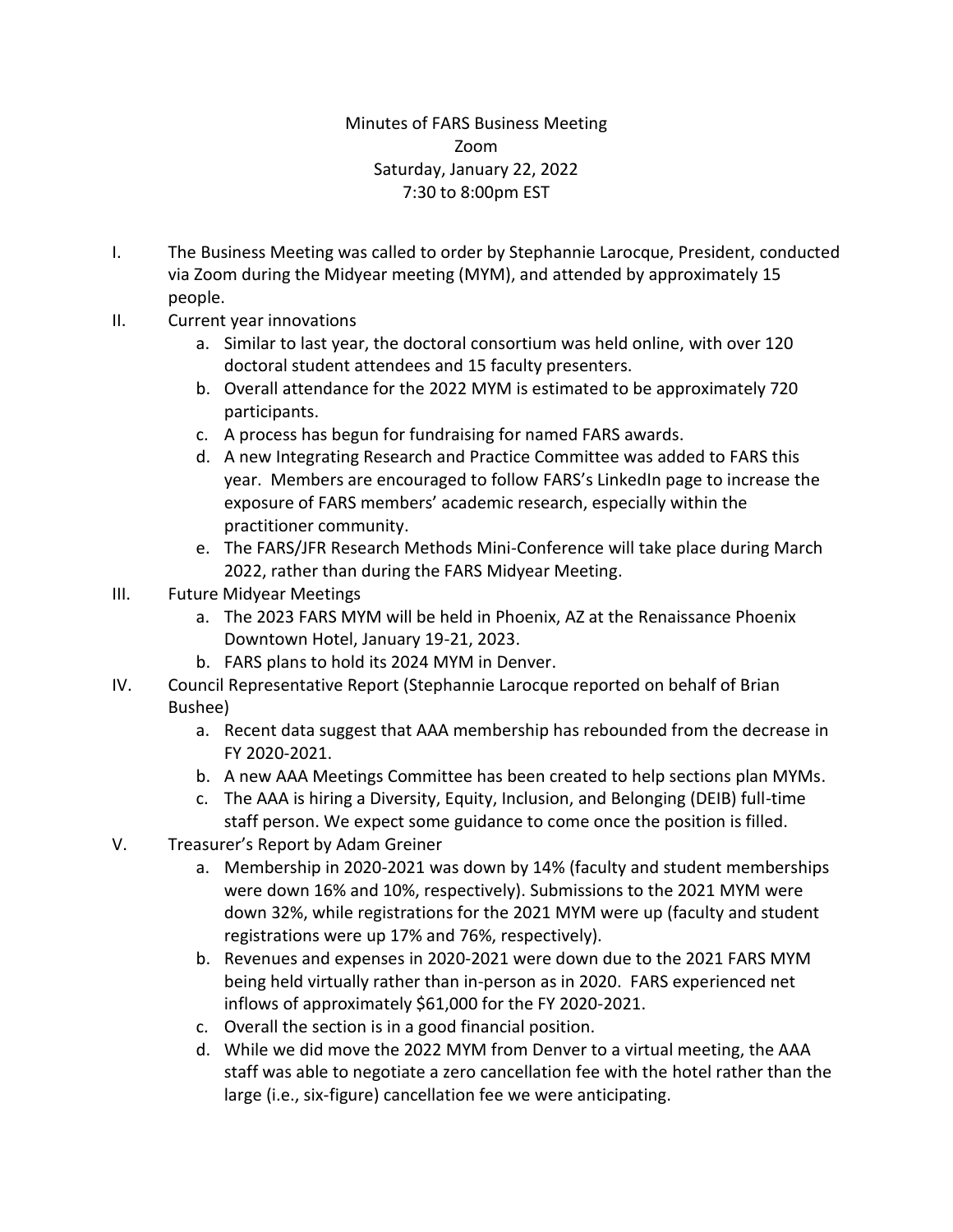# Minutes of FARS Business Meeting

Zoom

Saturday, January 22, 2022

7:30 to 8:00pm EST

I. The Business Meeting was called to order by Stephannie Larocque, President, conducted via Zoom during the Midyear meeting (MYM), and attended by approximately 15 people.

II. Current year innovations
   a. Similar to last year, the doctoral consortium was held online, with over 120 doctoral student attendees and 15 faculty presenters.
   b. Overall attendance for the 2022 MYM is estimated to be approximately 720 participants.
   c. A process has begun for fundraising for named FARS awards.
   d. A new Integrating Research and Practice Committee was added to FARS this year. Members are encouraged to follow FARS's LinkedIn page to increase the exposure of FARS members' academic research, especially within the practitioner community.
   e. The FARS/JFR Research Methods Mini-Conference will take place during March 2022, rather than during the FARS Midyear Meeting.

III. Future Midyear Meetings
   a. The 2023 FARS MYM will be held in Phoenix, AZ at the Renaissance Phoenix Downtown Hotel, January 19-21, 2023.
   b. FARS plans to hold its 2024 MYM in Denver.

IV. Council Representative Report (Stephannie Larocque reported on behalf of Brian Bushee)
   a. Recent data suggest that AAA membership has rebounded from the decrease in FY 2020-2021.
   b. A new AAA Meetings Committee has been created to help sections plan MYMs.
   c. The AAA is hiring a Diversity, Equity, Inclusion, and Belonging (DEIB) full-time staff person. We expect some guidance to come once the position is filled.

V. Treasurer's Report by Adam Greiner
   a. Membership in 2020-2021 was down by 14% (faculty and student memberships were down 16% and 10%, respectively). Submissions to the 2021 MYM were down 32%, while registrations for the 2021 MYM were up (faculty and student registrations were up 17% and 76%, respectively).
   b. Revenues and expenses in 2020-2021 were down due to the 2021 FARS MYM being held virtually rather than in-person as in 2020. FARS experienced net inflows of approximately $61,000 for the FY 2020-2021.
   c. Overall the section is in a good financial position.
   d. While we did move the 2022 MYM from Denver to a virtual meeting, the AAA staff was able to negotiate a zero cancellation fee with the hotel rather than the large (i.e., six-figure) cancellation fee we were anticipating.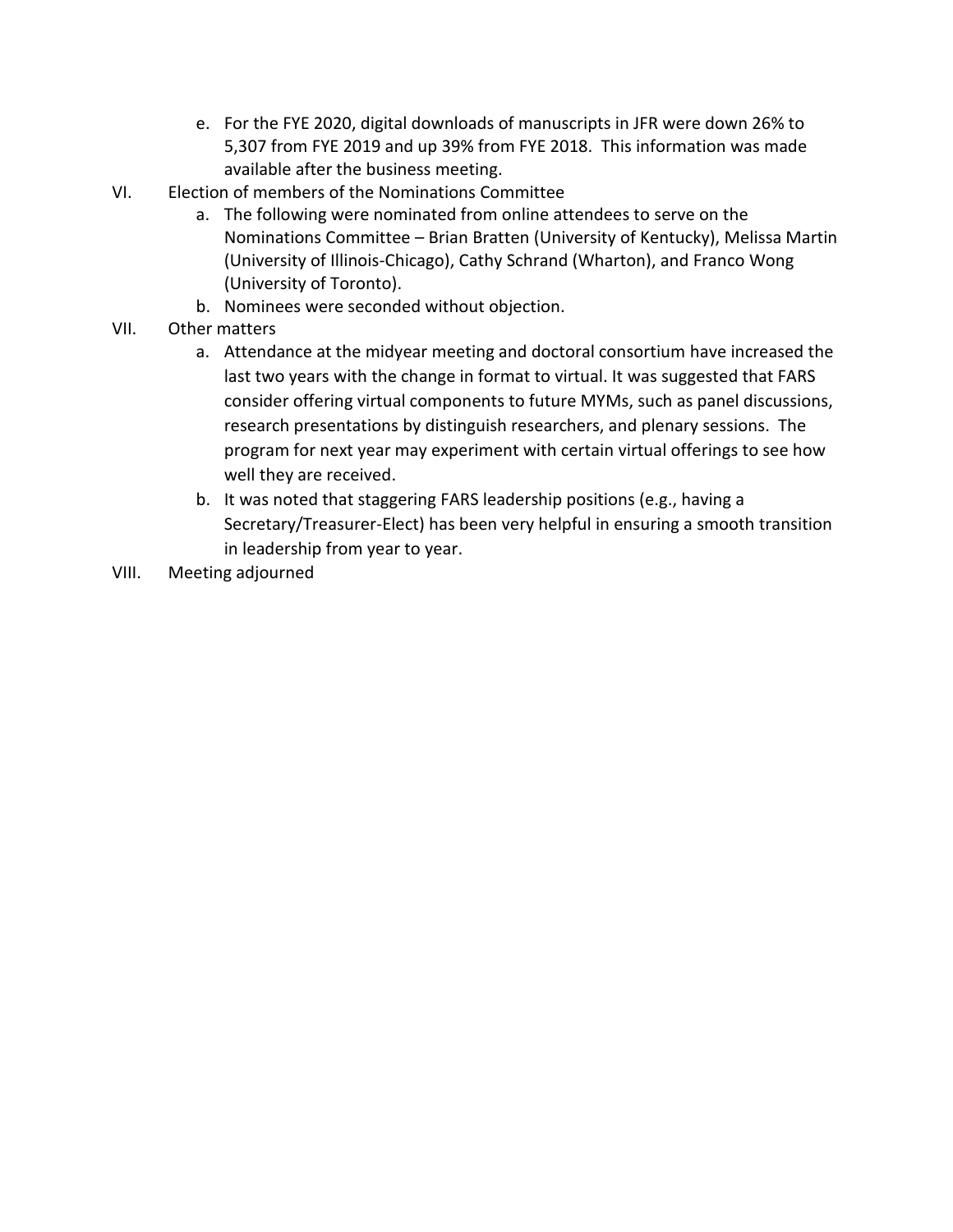e. For the FYE 2020, digital downloads of manuscripts in JFR were down 26% to 5,307 from FYE 2019 and up 39% from FYE 2018. This information was made available after the business meeting.

VI. Election of members of the Nominations Committee
   a. The following were nominated from online attendees to serve on the Nominations Committee – Brian Bratten (University of Kentucky), Melissa Martin (University of Illinois-Chicago), Cathy Schrand (Wharton), and Franco Wong (University of Toronto).
   b. Nominees were seconded without objection.

VII. Other matters
   a. Attendance at the midyear meeting and doctoral consortium have increased the last two years with the change in format to virtual. It was suggested that FARS consider offering virtual components to future MYMs, such as panel discussions, research presentations by distinguish researchers, and plenary sessions. The program for next year may experiment with certain virtual offerings to see how well they are received.
   b. It was noted that staggering FARS leadership positions (e.g., having a Secretary/Treasurer-Elect) has been very helpful in ensuring a smooth transition in leadership from year to year.

VIII. Meeting adjourned